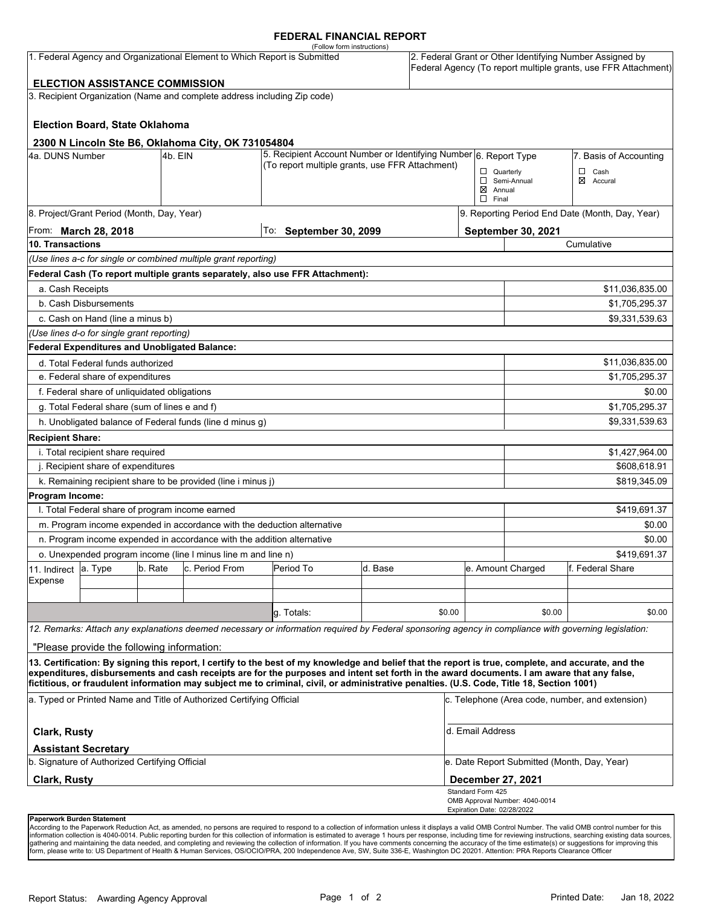# FEDERAL FINANCIAL REPORT

(Follow form instructions)

| 1. Federal Agency and Organizational Element to Which Report is Submitted | 2. Federal Grant or Other Identifying Number Assigned by Federal Agency (To report multiple grants, use FFR Attachment) |
|---|---|
| **ELECTION ASSISTANCE COMMISSION** | |

3. Recipient Organization (Name and complete address including Zip code)

**Election Board, State Oklahoma**

**2300 N Lincoln Ste B6, Oklahoma City, OK 731054804**

| 4a. DUNS Number | 4b. EIN | 5. Recipient Account Number or Identifying Number (To report multiple grants, use FFR Attachment) | 6. Report Type | 7. Basis of Accounting |
|---|---|---|---|---|
| | | | ☐ Quarterly<br>☐ Semi-Annual<br>☒ Annual<br>☐ Final | ☐ Cash<br>☒ Accural |

| 8. Project/Grant Period (Month, Day, Year) | | 9. Reporting Period End Date (Month, Day, Year) |
|---|---|---|
| From: **March 28, 2018** | To: **September 30, 2099** | **September 30, 2021** |

| 10. Transactions | Cumulative |
|---|---|
| *(Use lines a-c for single or combined multiple grant reporting)* | |
| **Federal Cash (To report multiple grants separately, also use FFR Attachment):** | |
| a. Cash Receipts | $11,036,835.00 |
| b. Cash Disbursements | $1,705,295.37 |
| c. Cash on Hand (line a minus b) | $9,331,539.63 |
| *(Use lines d-o for single grant reporting)* | |
| **Federal Expenditures and Unobligated Balance:** | |
| d. Total Federal funds authorized | $11,036,835.00 |
| e. Federal share of expenditures | $1,705,295.37 |
| f. Federal share of unliquidated obligations | $0.00 |
| g. Total Federal share (sum of lines e and f) | $1,705,295.37 |
| h. Unobligated balance of Federal funds (line d minus g) | $9,331,539.63 |
| **Recipient Share:** | |
| i. Total recipient share required | $1,427,964.00 |
| j. Recipient share of expenditures | $608,618.91 |
| k. Remaining recipient share to be provided (line i minus j) | $819,345.09 |
| **Program Income:** | |
| l. Total Federal share of program income earned | $419,691.37 |
| m. Program income expended in accordance with the deduction alternative | $0.00 |
| n. Program income expended in accordance with the addition alternative | $0.00 |
| o. Unexpended program income (line l minus line m and line n) | $419,691.37 |

| 11. Indirect Expense | a. Type | b. Rate | c. Period From | Period To | d. Base | e. Amount Charged | f. Federal Share |
|---|---|---|---|---|---|---|---|
| | | | | | | | |
| | | | | | | | |
| | | | | g. Totals: | $0.00 | $0.00 | $0.00 |

*12. Remarks: Attach any explanations deemed necessary or information required by Federal sponsoring agency in compliance with governing legislation:*

"Please provide the following information:

**13. Certification: By signing this report, I certify to the best of my knowledge and belief that the report is true, complete, and accurate, and the expenditures, disbursements and cash receipts are for the purposes and intent set forth in the award documents. I am aware that any false, fictitious, or fraudulent information may subject me to criminal, civil, or administrative penalties. (U.S. Code, Title 18, Section 1001)**

| a. Typed or Printed Name and Title of Authorized Certifying Official | c. Telephone (Area code, number, and extension) |
|---|---|
| **Clark, Rusty**<br>**Assistant Secretary** | d. Email Address |
| b. Signature of Authorized Certifying Official | e. Date Report Submitted (Month, Day, Year) |
| **Clark, Rusty** | **December 27, 2021** |

Standard Form 425
OMB Approval Number: 4040-0014
Expiration Date: 02/28/2022

**Paperwork Burden Statement**
According to the Paperwork Reduction Act, as amended, no persons are required to respond to a collection of information unless it displays a valid OMB Control Number. The valid OMB control number for this information collection is 4040-0014. Public reporting burden for this collection of information is estimated to average 1 hours per response, including time for reviewing instructions, searching existing data sources, gathering and maintaining the data needed, and completing and reviewing the collection of information. If you have comments concerning the accuracy of the time estimate(s) or suggestions for improving this form, please write to: US Department of Health & Human Services, OS/OCIO/PRA, 200 Independence Ave, SW, Suite 336-E, Washington DC 20201. Attention: PRA Reports Clearance Officer

Report Status: Awarding Agency Approval

Printed Date: Jan 18, 2022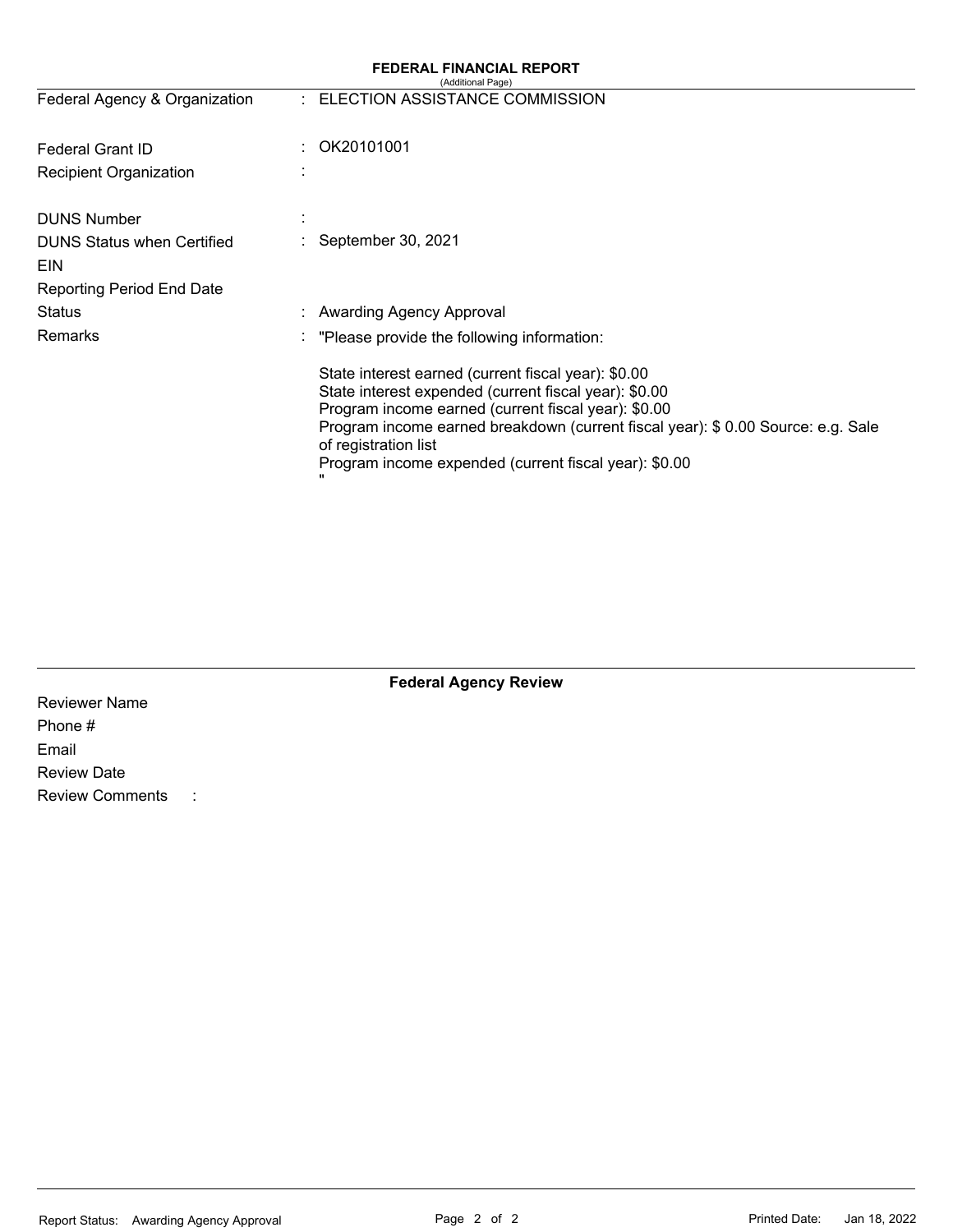## FEDERAL FINANCIAL REPORT

(Additional Page)

| | | |
|---|---|---|
| Federal Agency & Organization | : | ELECTION ASSISTANCE COMMISSION |
| Federal Grant ID | : | OK20101001 |
| Recipient Organization | : | |
| DUNS Number | : | |
| DUNS Status when Certified | : | September 30, 2021 |
| EIN | | |
| Reporting Period End Date | | |
| Status | : | Awarding Agency Approval |
| Remarks | : | "Please provide the following information: |

State interest earned (current fiscal year): $0.00
State interest expended (current fiscal year): $0.00
Program income earned (current fiscal year): $0.00
Program income earned breakdown (current fiscal year): $ 0.00 Source: e.g. Sale of registration list
Program income expended (current fiscal year): $0.00
"

### Federal Agency Review

Reviewer Name
Phone #
Email
Review Date
Review Comments :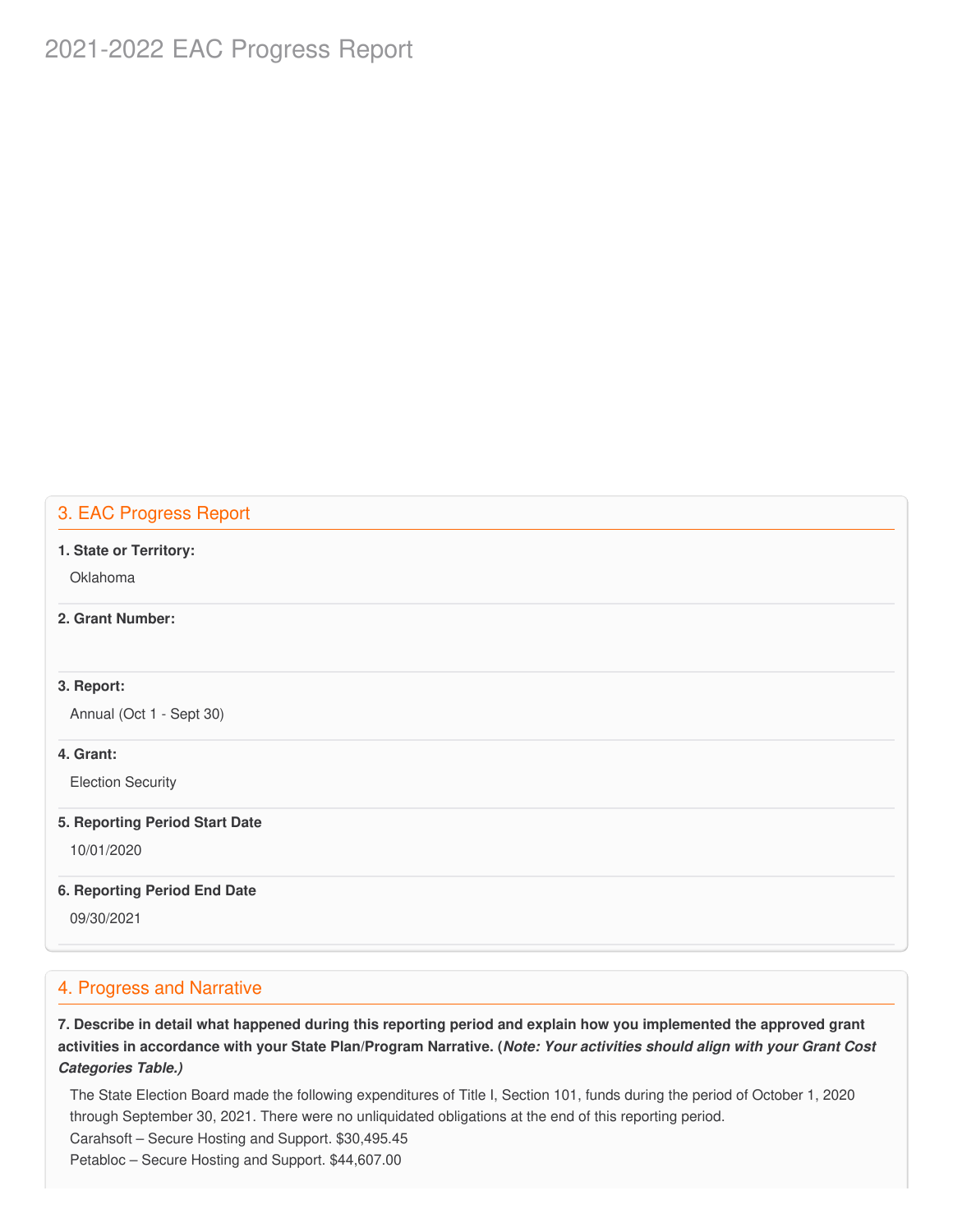## 3. EAC Progress Report

**1. State or Territory:**

Oklahoma

**2. Grant Number:**

**3. Report:**

Annual (Oct 1 - Sept 30)

**4. Grant:**

Election Security

**5. Reporting Period Start Date**

10/01/2020

**6. Reporting Period End Date**

09/30/2021

## 4. Progress and Narrative

**7. Describe in detail what happened during this reporting period and explain how you implemented the approved grant activities in accordance with your State Plan/Program Narrative. (*Note: Your activities should align with your Grant Cost Categories Table.)***

The State Election Board made the following expenditures of Title I, Section 101, funds during the period of October 1, 2020 through September 30, 2021. There were no unliquidated obligations at the end of this reporting period.
Carahsoft – Secure Hosting and Support. $30,495.45
Petabloc – Secure Hosting and Support. $44,607.00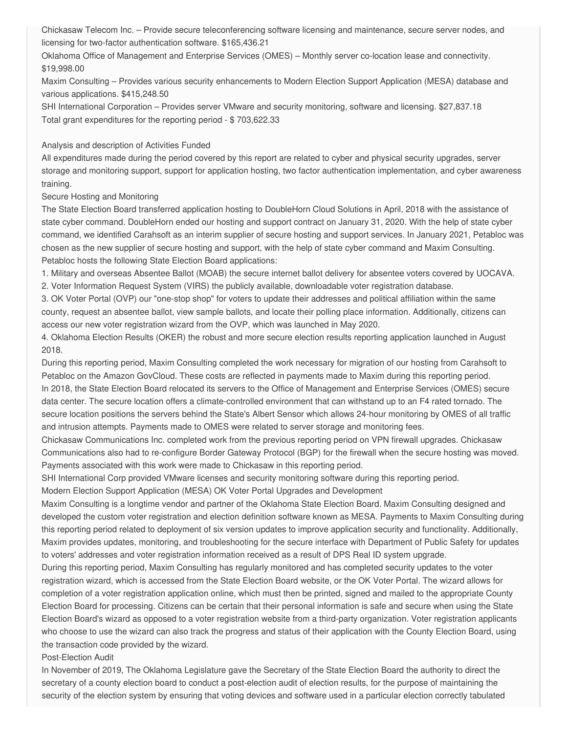Chickasaw Telecom Inc. – Provide secure teleconferencing software licensing and maintenance, secure server nodes, and licensing for two-factor authentication software. $165,436.21

Oklahoma Office of Management and Enterprise Services (OMES) – Monthly server co-location lease and connectivity. $19,998.00

Maxim Consulting – Provides various security enhancements to Modern Election Support Application (MESA) database and various applications. $415,248.50

SHI International Corporation – Provides server VMware and security monitoring, software and licensing. $27,837.18

Total grant expenditures for the reporting period - $ 703,622.33

Analysis and description of Activities Funded

All expenditures made during the period covered by this report are related to cyber and physical security upgrades, server storage and monitoring support, support for application hosting, two factor authentication implementation, and cyber awareness training.

Secure Hosting and Monitoring

The State Election Board transferred application hosting to DoubleHorn Cloud Solutions in April, 2018 with the assistance of state cyber command. DoubleHorn ended our hosting and support contract on January 31, 2020. With the help of state cyber command, we identified Carahsoft as an interim supplier of secure hosting and support services. In January 2021, Petabloc was chosen as the new supplier of secure hosting and support, with the help of state cyber command and Maxim Consulting. Petabloc hosts the following State Election Board applications:

1. Military and overseas Absentee Ballot (MOAB) the secure internet ballot delivery for absentee voters covered by UOCAVA.
2. Voter Information Request System (VIRS) the publicly available, downloadable voter registration database.
3. OK Voter Portal (OVP) our "one-stop shop" for voters to update their addresses and political affiliation within the same county, request an absentee ballot, view sample ballots, and locate their polling place information. Additionally, citizens can access our new voter registration wizard from the OVP, which was launched in May 2020.
4. Oklahoma Election Results (OKER) the robust and more secure election results reporting application launched in August 2018.

During this reporting period, Maxim Consulting completed the work necessary for migration of our hosting from Carahsoft to Petabloc on the Amazon GovCloud. These costs are reflected in payments made to Maxim during this reporting period.

In 2018, the State Election Board relocated its servers to the Office of Management and Enterprise Services (OMES) secure data center. The secure location offers a climate-controlled environment that can withstand up to an F4 rated tornado. The secure location positions the servers behind the State's Albert Sensor which allows 24-hour monitoring by OMES of all traffic and intrusion attempts. Payments made to OMES were related to server storage and monitoring fees.

Chickasaw Communications Inc. completed work from the previous reporting period on VPN firewall upgrades. Chickasaw Communications also had to re-configure Border Gateway Protocol (BGP) for the firewall when the secure hosting was moved. Payments associated with this work were made to Chickasaw in this reporting period.

SHI International Corp provided VMware licenses and security monitoring software during this reporting period.

Modern Election Support Application (MESA) OK Voter Portal Upgrades and Development

Maxim Consulting is a longtime vendor and partner of the Oklahoma State Election Board. Maxim Consulting designed and developed the custom voter registration and election definition software known as MESA. Payments to Maxim Consulting during this reporting period related to deployment of six version updates to improve application security and functionality. Additionally, Maxim provides updates, monitoring, and troubleshooting for the secure interface with Department of Public Safety for updates to voters' addresses and voter registration information received as a result of DPS Real ID system upgrade.

During this reporting period, Maxim Consulting has regularly monitored and has completed security updates to the voter registration wizard, which is accessed from the State Election Board website, or the OK Voter Portal. The wizard allows for completion of a voter registration application online, which must then be printed, signed and mailed to the appropriate County Election Board for processing. Citizens can be certain that their personal information is safe and secure when using the State Election Board's wizard as opposed to a voter registration website from a third-party organization. Voter registration applicants who choose to use the wizard can also track the progress and status of their application with the County Election Board, using the transaction code provided by the wizard.

Post-Election Audit

In November of 2019, The Oklahoma Legislature gave the Secretary of the State Election Board the authority to direct the secretary of a county election board to conduct a post-election audit of election results, for the purpose of maintaining the security of the election system by ensuring that voting devices and software used in a particular election correctly tabulated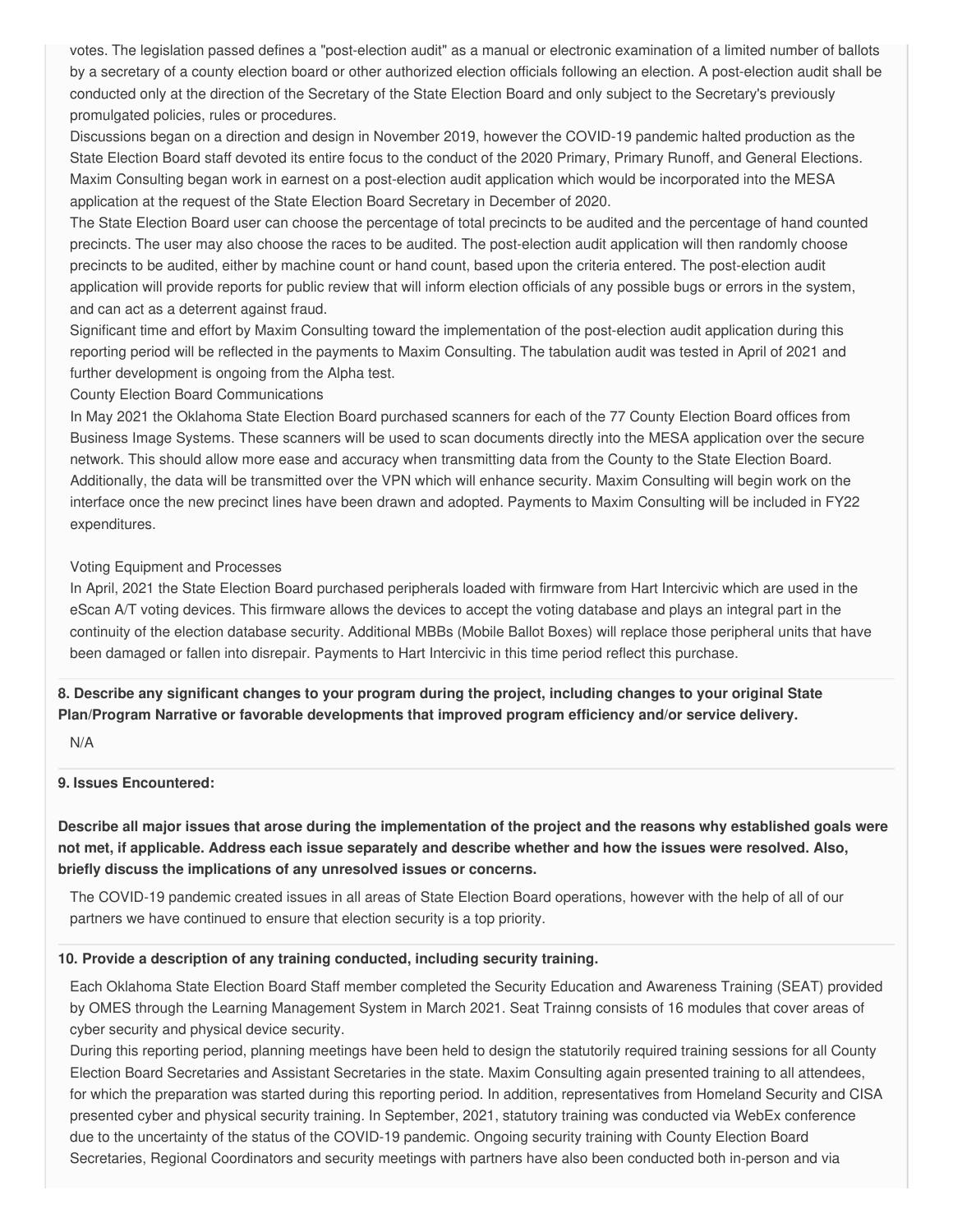votes. The legislation passed defines a "post-election audit" as a manual or electronic examination of a limited number of ballots by a secretary of a county election board or other authorized election officials following an election. A post-election audit shall be conducted only at the direction of the Secretary of the State Election Board and only subject to the Secretary's previously promulgated policies, rules or procedures.

Discussions began on a direction and design in November 2019, however the COVID-19 pandemic halted production as the State Election Board staff devoted its entire focus to the conduct of the 2020 Primary, Primary Runoff, and General Elections. Maxim Consulting began work in earnest on a post-election audit application which would be incorporated into the MESA application at the request of the State Election Board Secretary in December of 2020.

The State Election Board user can choose the percentage of total precincts to be audited and the percentage of hand counted precincts. The user may also choose the races to be audited. The post-election audit application will then randomly choose precincts to be audited, either by machine count or hand count, based upon the criteria entered. The post-election audit application will provide reports for public review that will inform election officials of any possible bugs or errors in the system, and can act as a deterrent against fraud.

Significant time and effort by Maxim Consulting toward the implementation of the post-election audit application during this reporting period will be reflected in the payments to Maxim Consulting. The tabulation audit was tested in April of 2021 and further development is ongoing from the Alpha test.

County Election Board Communications

In May 2021 the Oklahoma State Election Board purchased scanners for each of the 77 County Election Board offices from Business Image Systems. These scanners will be used to scan documents directly into the MESA application over the secure network. This should allow more ease and accuracy when transmitting data from the County to the State Election Board. Additionally, the data will be transmitted over the VPN which will enhance security. Maxim Consulting will begin work on the interface once the new precinct lines have been drawn and adopted. Payments to Maxim Consulting will be included in FY22 expenditures.

Voting Equipment and Processes

In April, 2021 the State Election Board purchased peripherals loaded with firmware from Hart Intercivic which are used in the eScan A/T voting devices. This firmware allows the devices to accept the voting database and plays an integral part in the continuity of the election database security. Additional MBBs (Mobile Ballot Boxes) will replace those peripheral units that have been damaged or fallen into disrepair. Payments to Hart Intercivic in this time period reflect this purchase.

**8. Describe any significant changes to your program during the project, including changes to your original State Plan/Program Narrative or favorable developments that improved program efficiency and/or service delivery.**

N/A

**9. Issues Encountered:**

**Describe all major issues that arose during the implementation of the project and the reasons why established goals were not met, if applicable. Address each issue separately and describe whether and how the issues were resolved. Also, briefly discuss the implications of any unresolved issues or concerns.**

The COVID-19 pandemic created issues in all areas of State Election Board operations, however with the help of all of our partners we have continued to ensure that election security is a top priority.

**10. Provide a description of any training conducted, including security training.**

Each Oklahoma State Election Board Staff member completed the Security Education and Awareness Training (SEAT) provided by OMES through the Learning Management System in March 2021. Seat Trainng consists of 16 modules that cover areas of cyber security and physical device security.

During this reporting period, planning meetings have been held to design the statutorily required training sessions for all County Election Board Secretaries and Assistant Secretaries in the state. Maxim Consulting again presented training to all attendees, for which the preparation was started during this reporting period. In addition, representatives from Homeland Security and CISA presented cyber and physical security training. In September, 2021, statutory training was conducted via WebEx conference due to the uncertainty of the status of the COVID-19 pandemic. Ongoing security training with County Election Board Secretaries, Regional Coordinators and security meetings with partners have also been conducted both in-person and via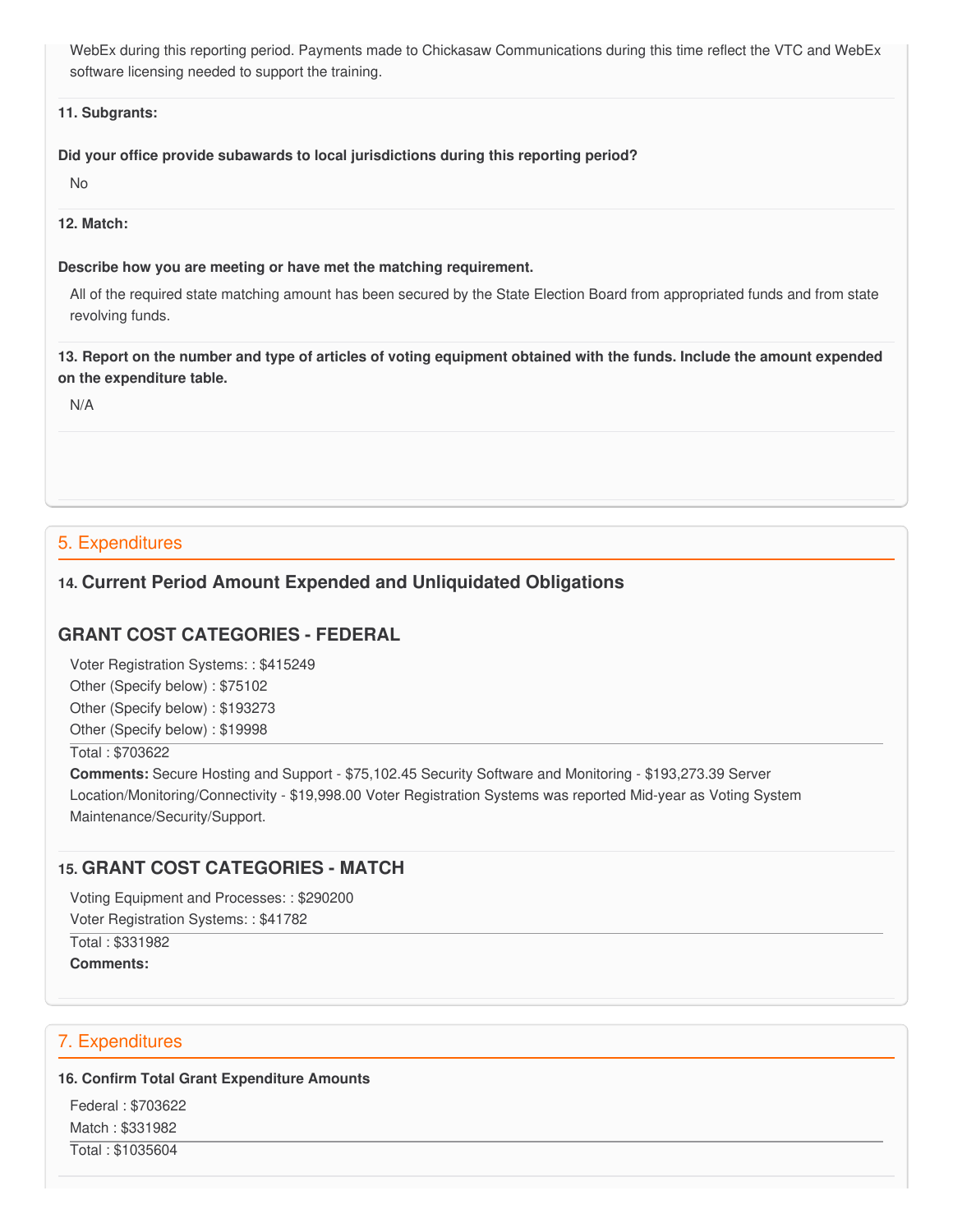WebEx during this reporting period. Payments made to Chickasaw Communications during this time reflect the VTC and WebEx software licensing needed to support the training.

**11. Subgrants:**

**Did your office provide subawards to local jurisdictions during this reporting period?**

No

**12. Match:**

**Describe how you are meeting or have met the matching requirement.**

All of the required state matching amount has been secured by the State Election Board from appropriated funds and from state revolving funds.

**13. Report on the number and type of articles of voting equipment obtained with the funds. Include the amount expended on the expenditure table.**

N/A

## 5. Expenditures

### 14. Current Period Amount Expended and Unliquidated Obligations

### GRANT COST CATEGORIES - FEDERAL

Voter Registration Systems: : $415249
Other (Specify below) : $75102
Other (Specify below) : $193273
Other (Specify below) : $19998

Total : $703622

**Comments:** Secure Hosting and Support - $75,102.45 Security Software and Monitoring - $193,273.39 Server Location/Monitoring/Connectivity - $19,998.00 Voter Registration Systems was reported Mid-year as Voting System Maintenance/Security/Support.

### 15. GRANT COST CATEGORIES - MATCH

Voting Equipment and Processes: : $290200
Voter Registration Systems: : $41782

Total : $331982

**Comments:**

## 7. Expenditures

**16. Confirm Total Grant Expenditure Amounts**

Federal : $703622
Match : $331982

Total : $1035604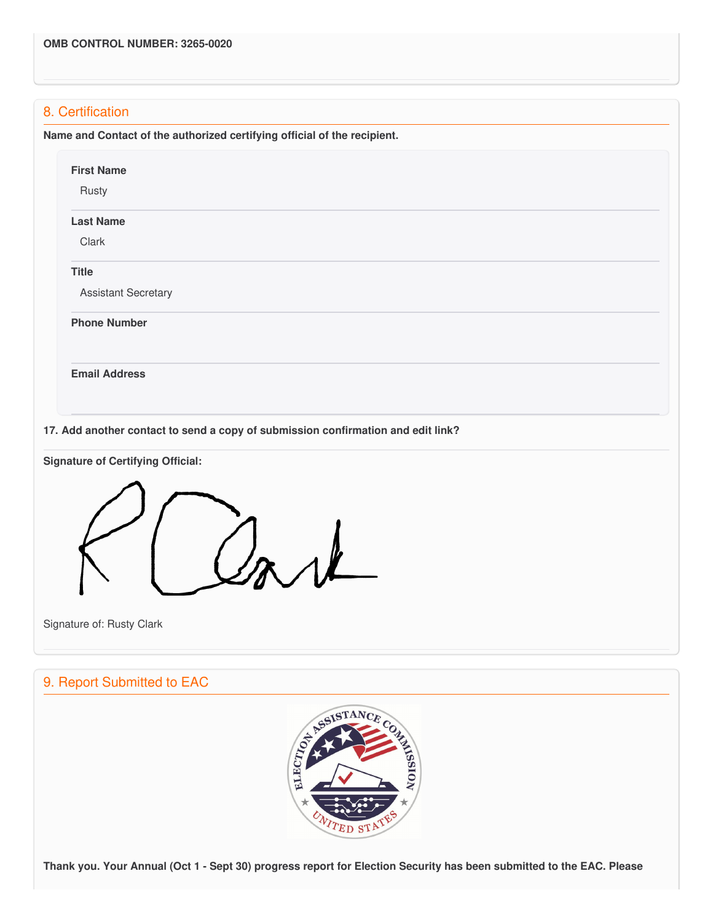**OMB CONTROL NUMBER: 3265-0020**

## 8. Certification

**Name and Contact of the authorized certifying official of the recipient.**

**First Name**

Rusty

**Last Name**

Clark

**Title**

Assistant Secretary

**Phone Number**

**Email Address**

**17. Add another contact to send a copy of submission confirmation and edit link?**

**Signature of Certifying Official:**

Signature of: Rusty Clark

## 9. Report Submitted to EAC

**Thank you. Your Annual (Oct 1 - Sept 30) progress report for Election Security has been submitted to the EAC. Please**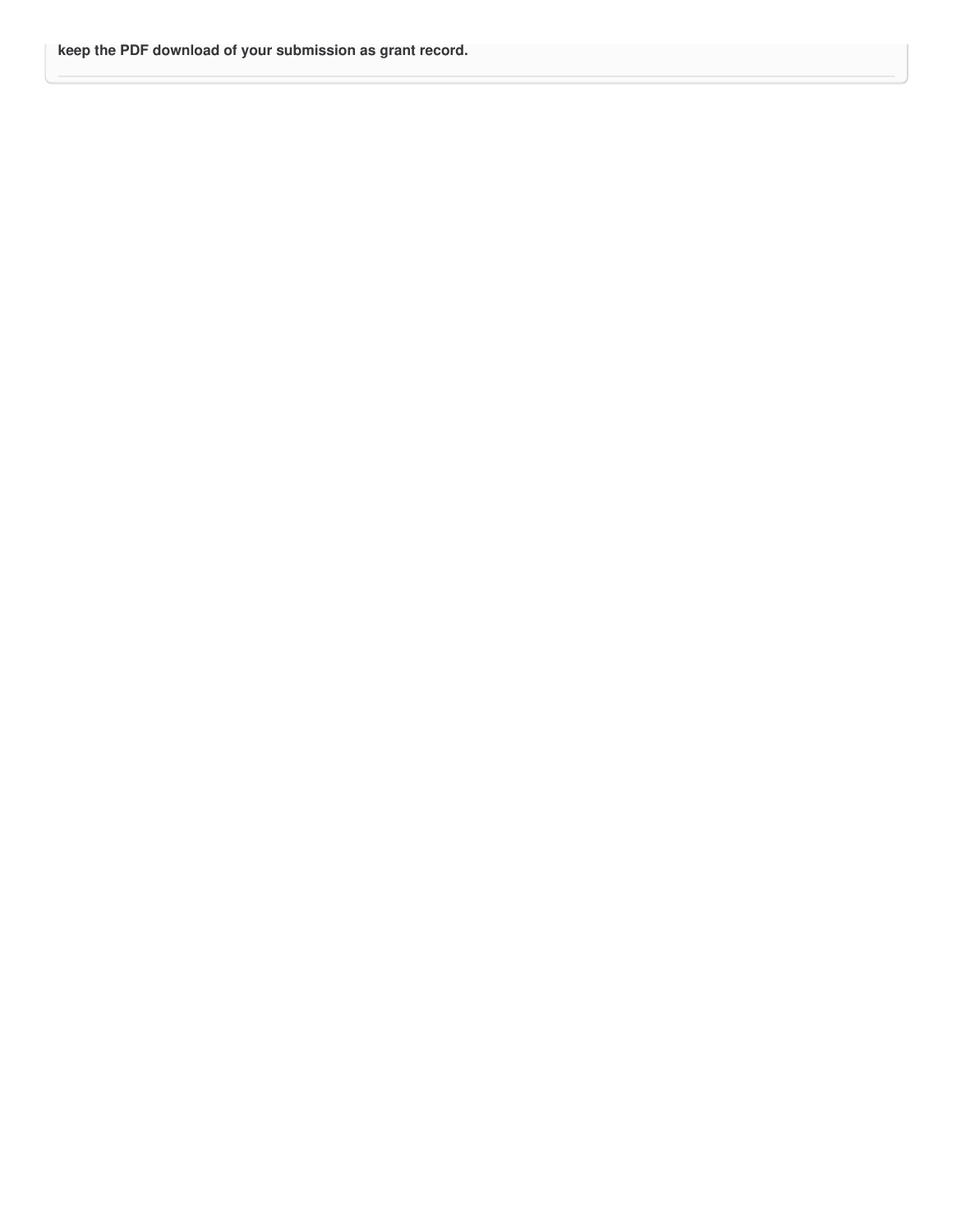**keep the PDF download of your submission as grant record.**